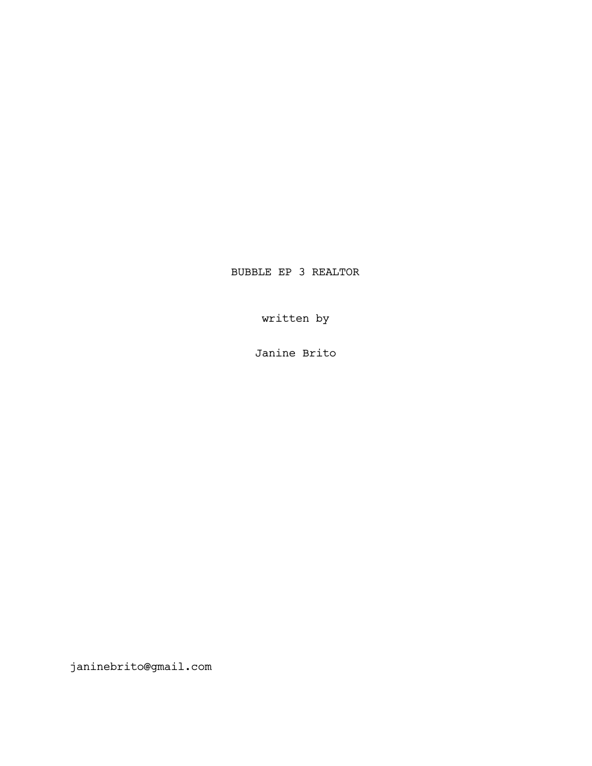BUBBLE EP 3 REALTOR

written by

Janine Brito

janinebrito@gmail.com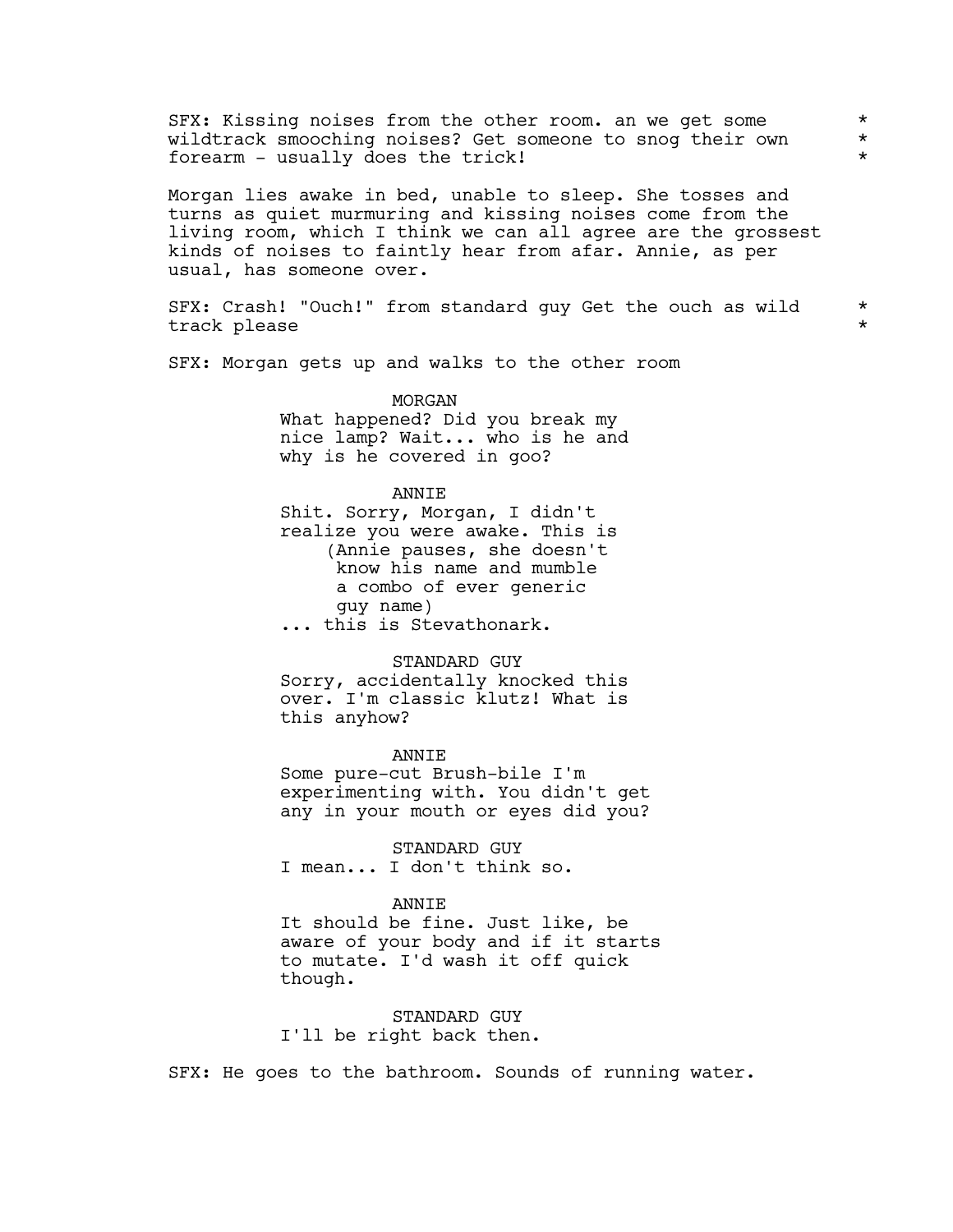SFX: Kissing noises from the other room. an we get some wildtrack smooching noises? Get someone to snog their own forearm - usually does the trick! *

Morgan lies awake in bed, unable to sleep. She tosses and turns as quiet murmuring and kissing noises come from the living room, which I think we can all agree are the grossest kinds of noises to faintly hear from afar. Annie, as per usual, has someone over.

SFX: Crash! "Ouch!" from standard guy Get the ouch as wild track please *

SFX: Morgan gets up and walks to the other room

MORGAN
What happened? Did you break my nice lamp? Wait... who is he and why is he covered in goo?

ANNIE
Shit. Sorry, Morgan, I didn't realize you were awake. This is
(Annie pauses, she doesn't know his name and mumble a combo of ever generic guy name)
... this is Stevathonark.

STANDARD GUY
Sorry, accidentally knocked this over. I'm classic klutz! What is this anyhow?

ANNIE
Some pure-cut Brush-bile I'm experimenting with. You didn't get any in your mouth or eyes did you?

STANDARD GUY
I mean... I don't think so.

ANNIE
It should be fine. Just like, be aware of your body and if it starts to mutate. I'd wash it off quick though.

STANDARD GUY
I'll be right back then.

SFX: He goes to the bathroom. Sounds of running water.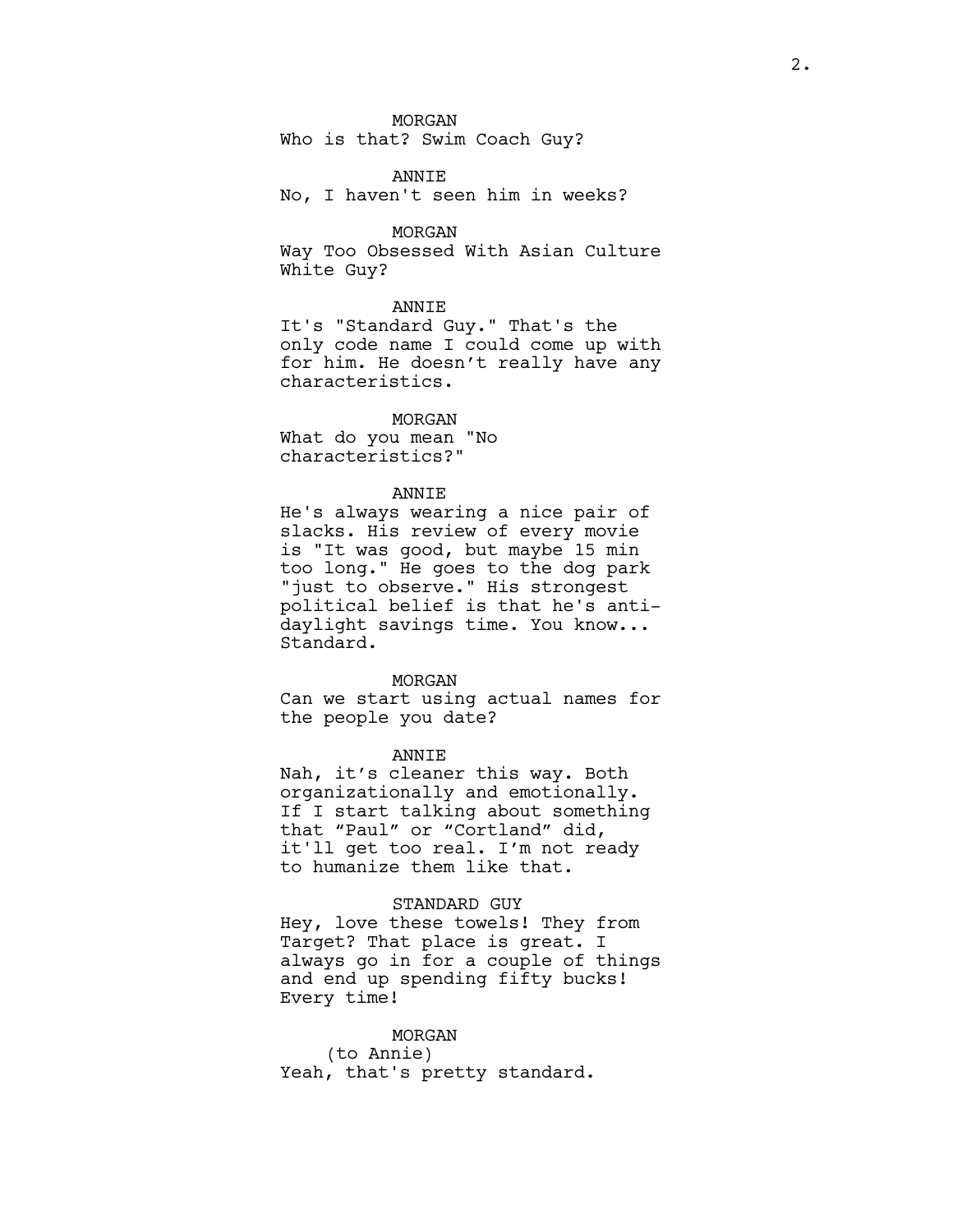MORGAN
Who is that? Swim Coach Guy?

ANNIE
No, I haven't seen him in weeks?

MORGAN
Way Too Obsessed With Asian Culture White Guy?

ANNIE
It's "Standard Guy." That's the only code name I could come up with for him. He doesn't really have any characteristics.

MORGAN
What do you mean "No characteristics?"

ANNIE
He's always wearing a nice pair of slacks. His review of every movie is "It was good, but maybe 15 min too long." He goes to the dog park "just to observe." His strongest political belief is that he's anti-daylight savings time. You know... Standard.

MORGAN
Can we start using actual names for the people you date?

ANNIE
Nah, it's cleaner this way. Both organizationally and emotionally. If I start talking about something that "Paul" or "Cortland" did, it'll get too real. I'm not ready to humanize them like that.

STANDARD GUY
Hey, love these towels! They from Target? That place is great. I always go in for a couple of things and end up spending fifty bucks! Every time!

MORGAN
(to Annie)
Yeah, that's pretty standard.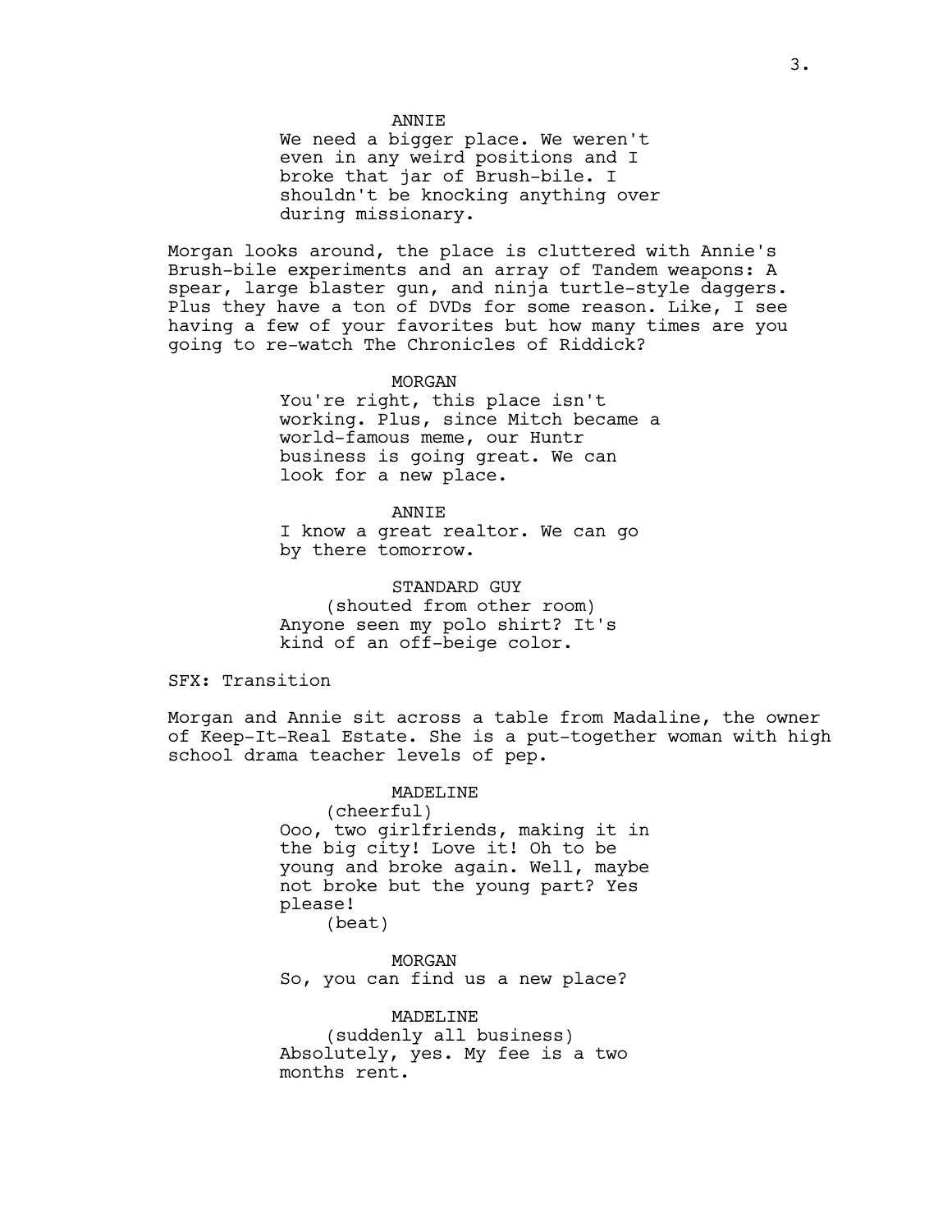ANNIE

We need a bigger place. We weren't even in any weird positions and I broke that jar of Brush-bile. I shouldn't be knocking anything over during missionary.

Morgan looks around, the place is cluttered with Annie's Brush-bile experiments and an array of Tandem weapons: A spear, large blaster gun, and ninja turtle-style daggers. Plus they have a ton of DVDs for some reason. Like, I see having a few of your favorites but how many times are you going to re-watch The Chronicles of Riddick?

MORGAN

You're right, this place isn't working. Plus, since Mitch became a world-famous meme, our Huntr business is going great. We can look for a new place.

ANNIE

I know a great realtor. We can go by there tomorrow.

STANDARD GUY

(shouted from other room)

Anyone seen my polo shirt? It's kind of an off-beige color.

SFX: Transition

Morgan and Annie sit across a table from Madaline, the owner of Keep-It-Real Estate. She is a put-together woman with high school drama teacher levels of pep.

MADELINE

(cheerful)

Ooo, two girlfriends, making it in the big city! Love it! Oh to be young and broke again. Well, maybe not broke but the young part? Yes please!

(beat)

MORGAN

So, you can find us a new place?

MADELINE

(suddenly all business)

Absolutely, yes. My fee is a two months rent.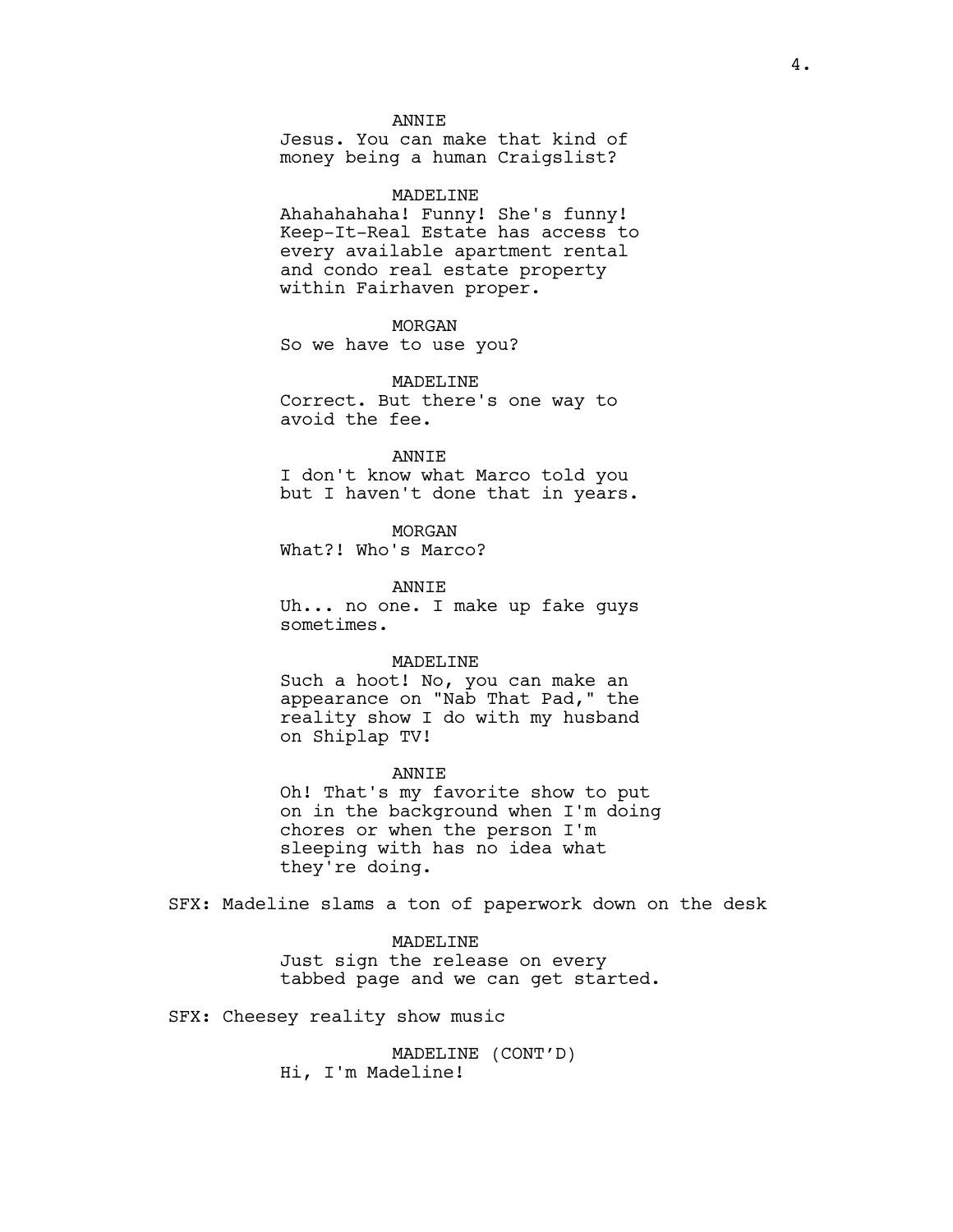ANNIE
Jesus. You can make that kind of money being a human Craigslist?

MADELINE
Ahahahahaha! Funny! She's funny! Keep-It-Real Estate has access to every available apartment rental and condo real estate property within Fairhaven proper.

MORGAN
So we have to use you?

MADELINE
Correct. But there's one way to avoid the fee.

ANNIE
I don't know what Marco told you but I haven't done that in years.

MORGAN
What?! Who's Marco?

ANNIE
Uh... no one. I make up fake guys sometimes.

MADELINE
Such a hoot! No, you can make an appearance on "Nab That Pad," the reality show I do with my husband on Shiplap TV!

ANNIE
Oh! That's my favorite show to put on in the background when I'm doing chores or when the person I'm sleeping with has no idea what they're doing.

SFX: Madeline slams a ton of paperwork down on the desk

MADELINE
Just sign the release on every tabbed page and we can get started.

SFX: Cheesey reality show music

MADELINE (CONT'D)
Hi, I'm Madeline!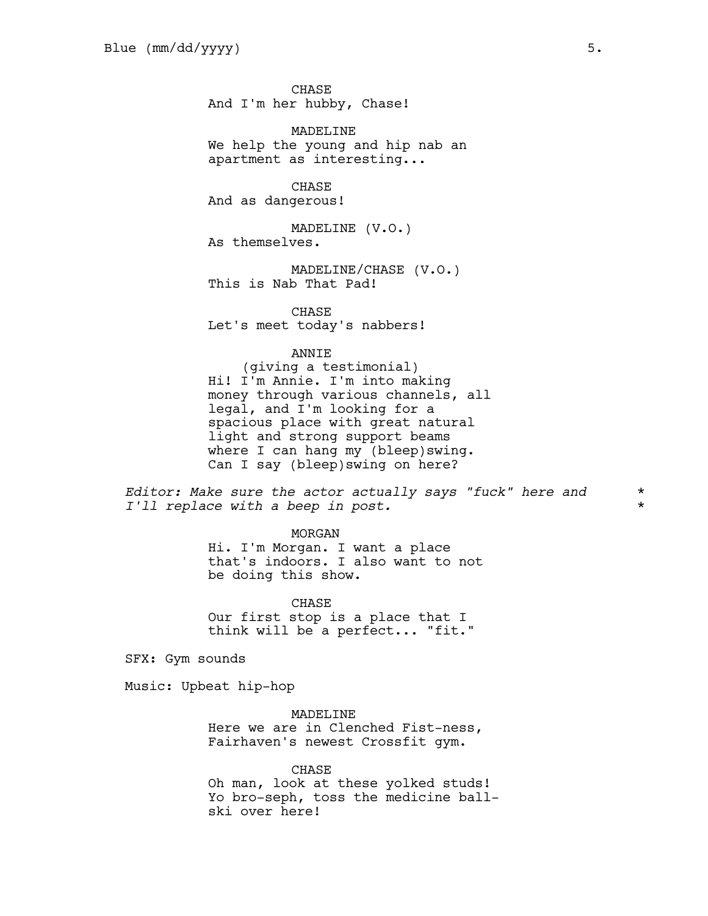CHASE
And I'm her hubby, Chase!

MADELINE
We help the young and hip nab an apartment as interesting...

CHASE
And as dangerous!

MADELINE (V.O.)
As themselves.

MADELINE/CHASE (V.O.)
This is Nab That Pad!

CHASE
Let's meet today's nabbers!

ANNIE
(giving a testimonial)
Hi! I'm Annie. I'm into making money through various channels, all legal, and I'm looking for a spacious place with great natural light and strong support beams where I can hang my (bleep)swing. Can I say (bleep)swing on here?

*Editor: Make sure the actor actually says "fuck" here and I'll replace with a beep in post.* *

MORGAN
Hi. I'm Morgan. I want a place that's indoors. I also want to not be doing this show.

CHASE
Our first stop is a place that I think will be a perfect... "fit."

SFX: Gym sounds

Music: Upbeat hip-hop

MADELINE
Here we are in Clenched Fist-ness, Fairhaven's newest Crossfit gym.

CHASE
Oh man, look at these yolked studs! Yo bro-seph, toss the medicine ball-ski over here!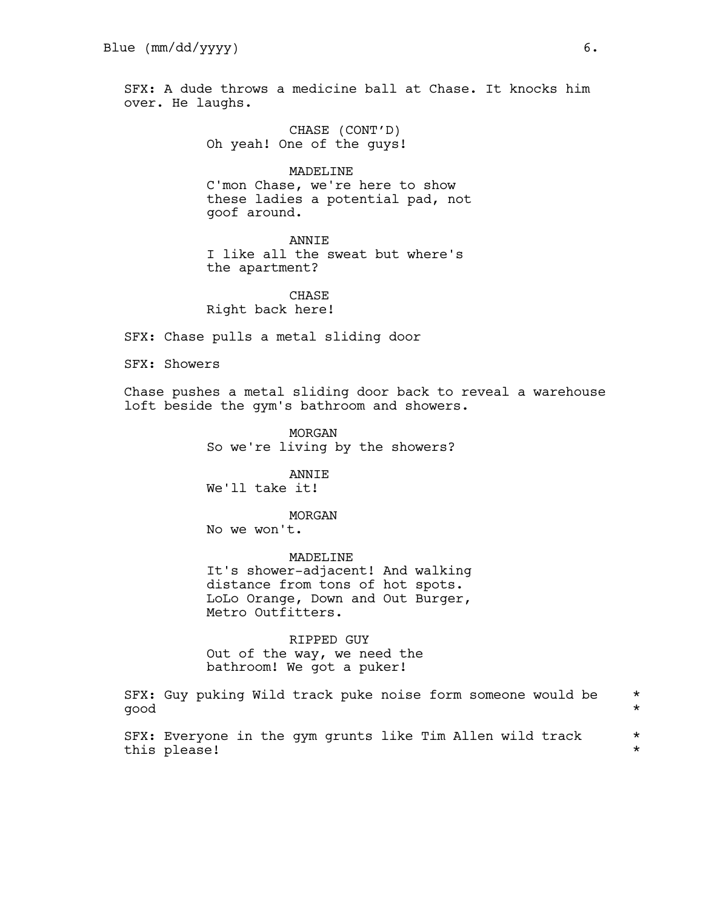SFX: A dude throws a medicine ball at Chase. It knocks him over. He laughs.

CHASE (CONT'D)
Oh yeah! One of the guys!

MADELINE
C'mon Chase, we're here to show these ladies a potential pad, not goof around.

ANNIE
I like all the sweat but where's the apartment?

CHASE
Right back here!

SFX: Chase pulls a metal sliding door

SFX: Showers

Chase pushes a metal sliding door back to reveal a warehouse loft beside the gym's bathroom and showers.

MORGAN
So we're living by the showers?

ANNIE
We'll take it!

MORGAN
No we won't.

MADELINE
It's shower-adjacent! And walking distance from tons of hot spots. LoLo Orange, Down and Out Burger, Metro Outfitters.

RIPPED GUY
Out of the way, we need the bathroom! We got a puker!

SFX: Guy puking Wild track puke noise form someone would be good *

SFX: Everyone in the gym grunts like Tim Allen wild track this please! *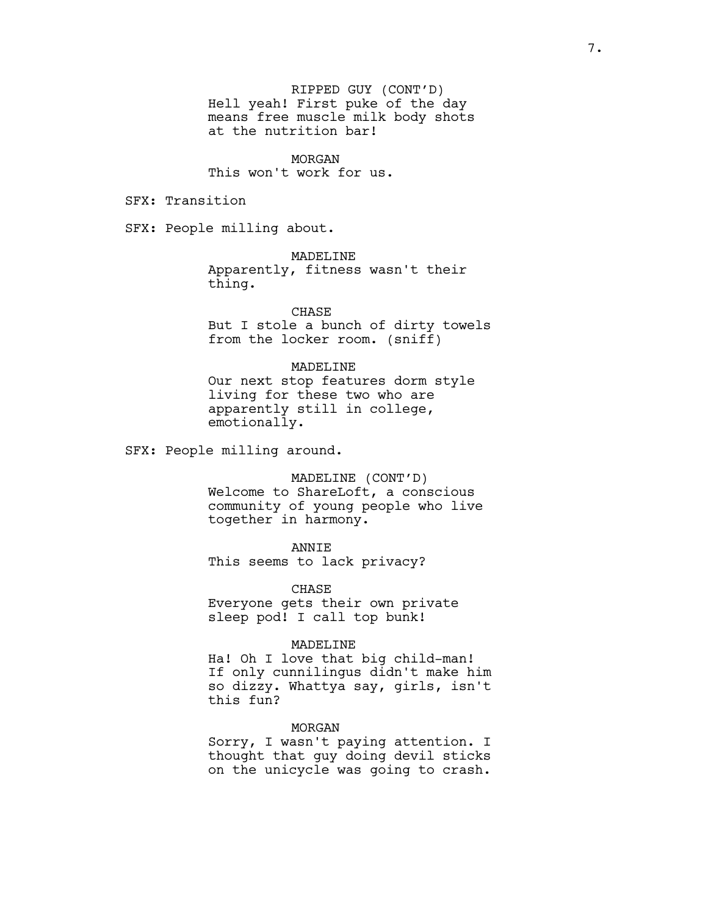RIPPED GUY (CONT'D)
Hell yeah! First puke of the day means free muscle milk body shots at the nutrition bar!

MORGAN
This won't work for us.

SFX: Transition

SFX: People milling about.

MADELINE
Apparently, fitness wasn't their thing.

CHASE
But I stole a bunch of dirty towels from the locker room. (sniff)

MADELINE
Our next stop features dorm style living for these two who are apparently still in college, emotionally.

SFX: People milling around.

MADELINE (CONT'D)
Welcome to ShareLoft, a conscious community of young people who live together in harmony.

ANNIE
This seems to lack privacy?

CHASE
Everyone gets their own private sleep pod! I call top bunk!

MADELINE
Ha! Oh I love that big child-man! If only cunnilingus didn't make him so dizzy. Whattya say, girls, isn't this fun?

MORGAN
Sorry, I wasn't paying attention. I thought that guy doing devil sticks on the unicycle was going to crash.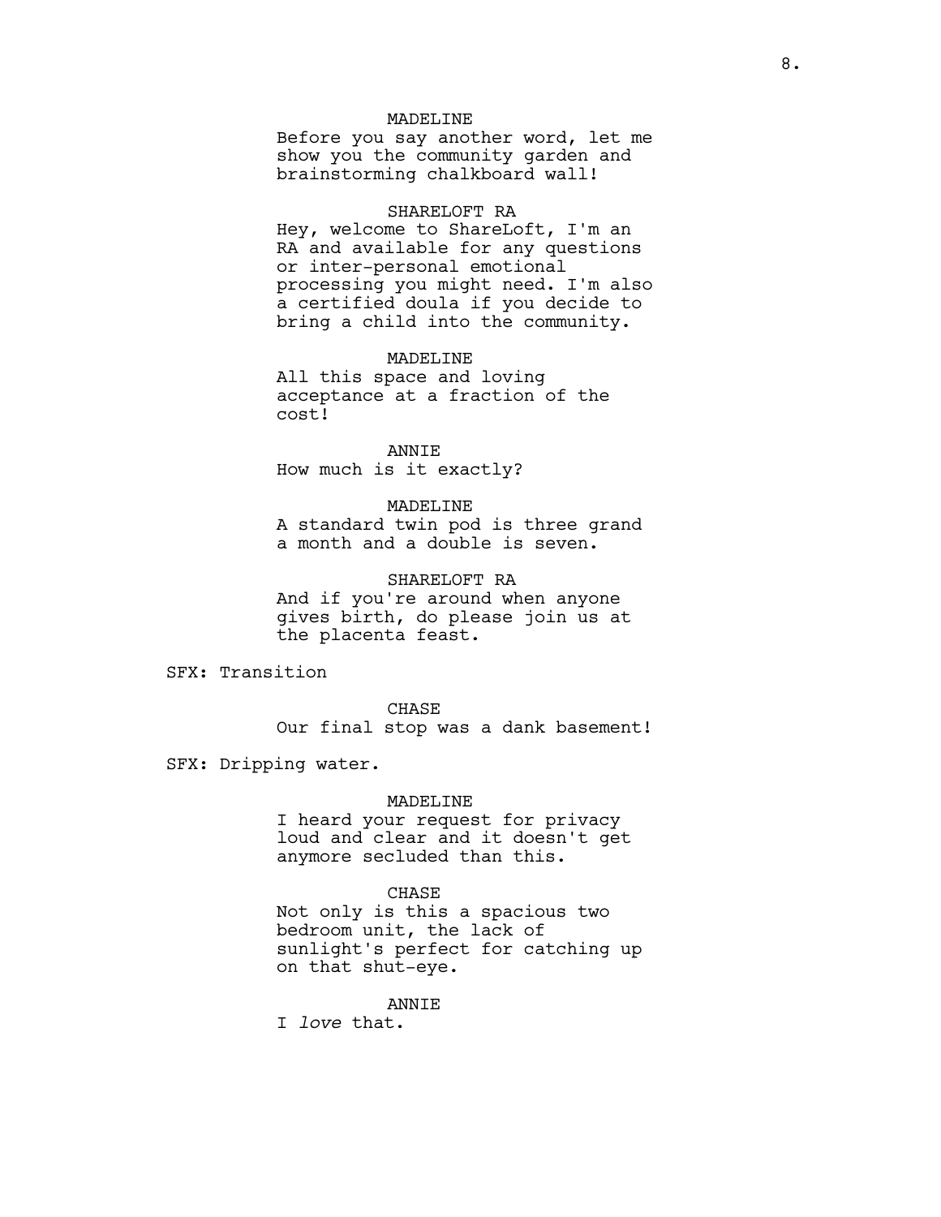MADELINE
Before you say another word, let me show you the community garden and brainstorming chalkboard wall!

SHARELOFT RA
Hey, welcome to ShareLoft, I'm an RA and available for any questions or inter-personal emotional processing you might need. I'm also a certified doula if you decide to bring a child into the community.

MADELINE
All this space and loving acceptance at a fraction of the cost!

ANNIE
How much is it exactly?

MADELINE
A standard twin pod is three grand a month and a double is seven.

SHARELOFT RA
And if you're around when anyone gives birth, do please join us at the placenta feast.

SFX: Transition

CHASE
Our final stop was a dank basement!

SFX: Dripping water.

MADELINE
I heard your request for privacy loud and clear and it doesn't get anymore secluded than this.

CHASE
Not only is this a spacious two bedroom unit, the lack of sunlight's perfect for catching up on that shut-eye.

ANNIE
I *love* that.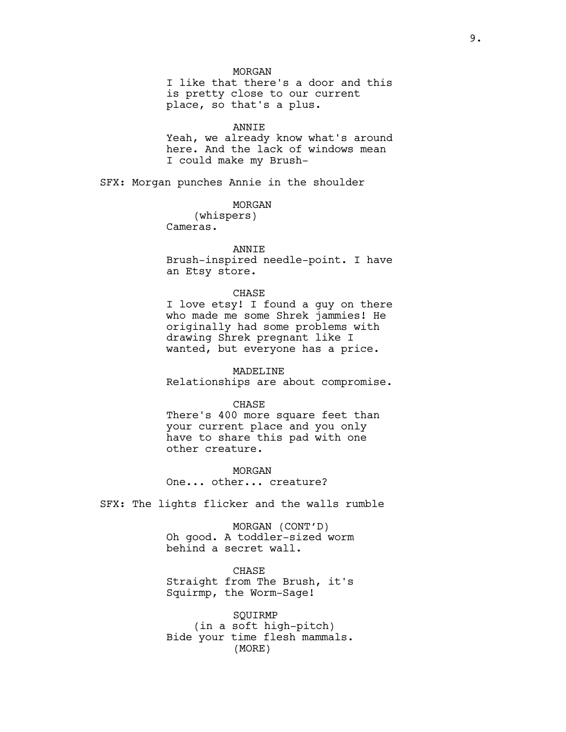MORGAN

I like that there's a door and this is pretty close to our current place, so that's a plus.

ANNIE

Yeah, we already know what's around here. And the lack of windows mean I could make my Brush-

SFX: Morgan punches Annie in the shoulder

MORGAN

(whispers)

Cameras.

ANNIE

Brush-inspired needle-point. I have an Etsy store.

CHASE

I love etsy! I found a guy on there who made me some Shrek jammies! He originally had some problems with drawing Shrek pregnant like I wanted, but everyone has a price.

MADELINE

Relationships are about compromise.

CHASE

There's 400 more square feet than your current place and you only have to share this pad with one other creature.

MORGAN

One... other... creature?

SFX: The lights flicker and the walls rumble

MORGAN (CONT'D)

Oh good. A toddler-sized worm behind a secret wall.

CHASE

Straight from The Brush, it's Squirmp, the Worm-Sage!

SQUIRMP

(in a soft high-pitch)

Bide your time flesh mammals.

(MORE)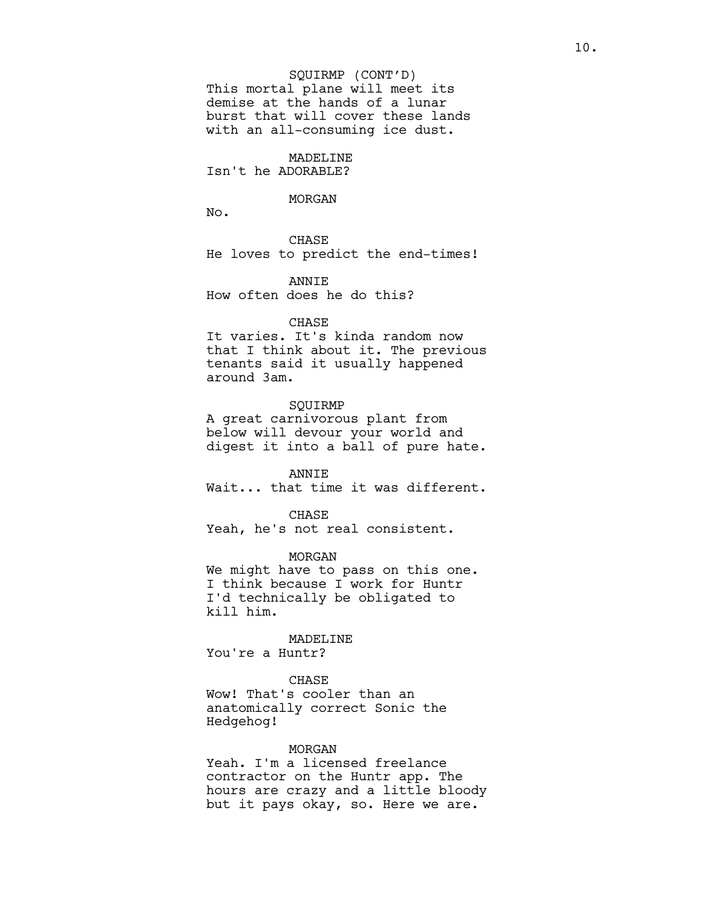SQUIRMP (CONT'D)
This mortal plane will meet its demise at the hands of a lunar burst that will cover these lands with an all-consuming ice dust.

MADELINE
Isn't he ADORABLE?

MORGAN
No.

CHASE
He loves to predict the end-times!

ANNIE
How often does he do this?

CHASE
It varies. It's kinda random now that I think about it. The previous tenants said it usually happened around 3am.

SQUIRMP
A great carnivorous plant from below will devour your world and digest it into a ball of pure hate.

ANNIE
Wait... that time it was different.

CHASE
Yeah, he's not real consistent.

MORGAN
We might have to pass on this one. I think because I work for Huntr I'd technically be obligated to kill him.

MADELINE
You're a Huntr?

CHASE
Wow! That's cooler than an anatomically correct Sonic the Hedgehog!

MORGAN
Yeah. I'm a licensed freelance contractor on the Huntr app. The hours are crazy and a little bloody but it pays okay, so. Here we are.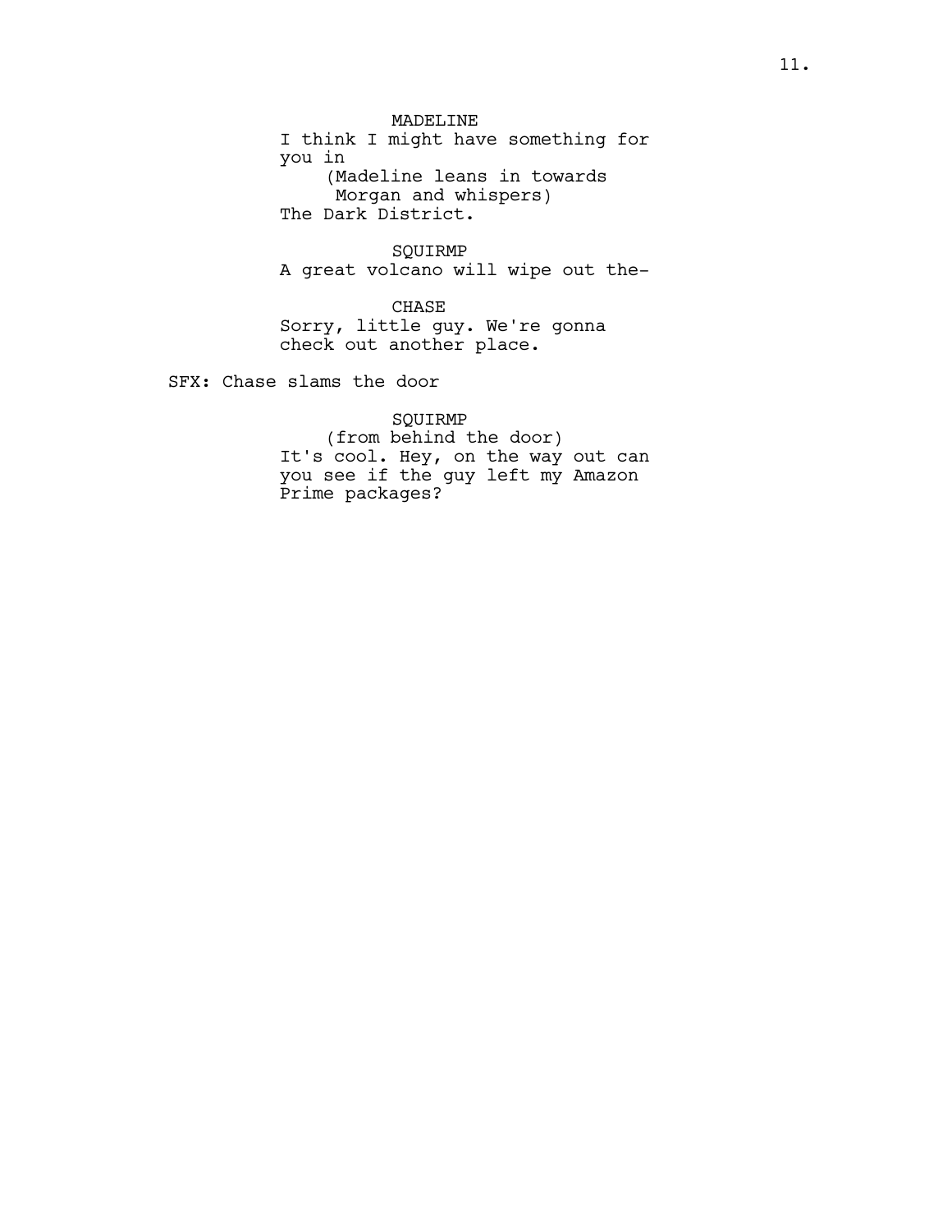MADELINE
I think I might have something for you in
(Madeline leans in towards Morgan and whispers)
The Dark District.

SQUIRMP
A great volcano will wipe out the-

CHASE
Sorry, little guy. We're gonna check out another place.

SFX: Chase slams the door

SQUIRMP
(from behind the door)
It's cool. Hey, on the way out can you see if the guy left my Amazon Prime packages?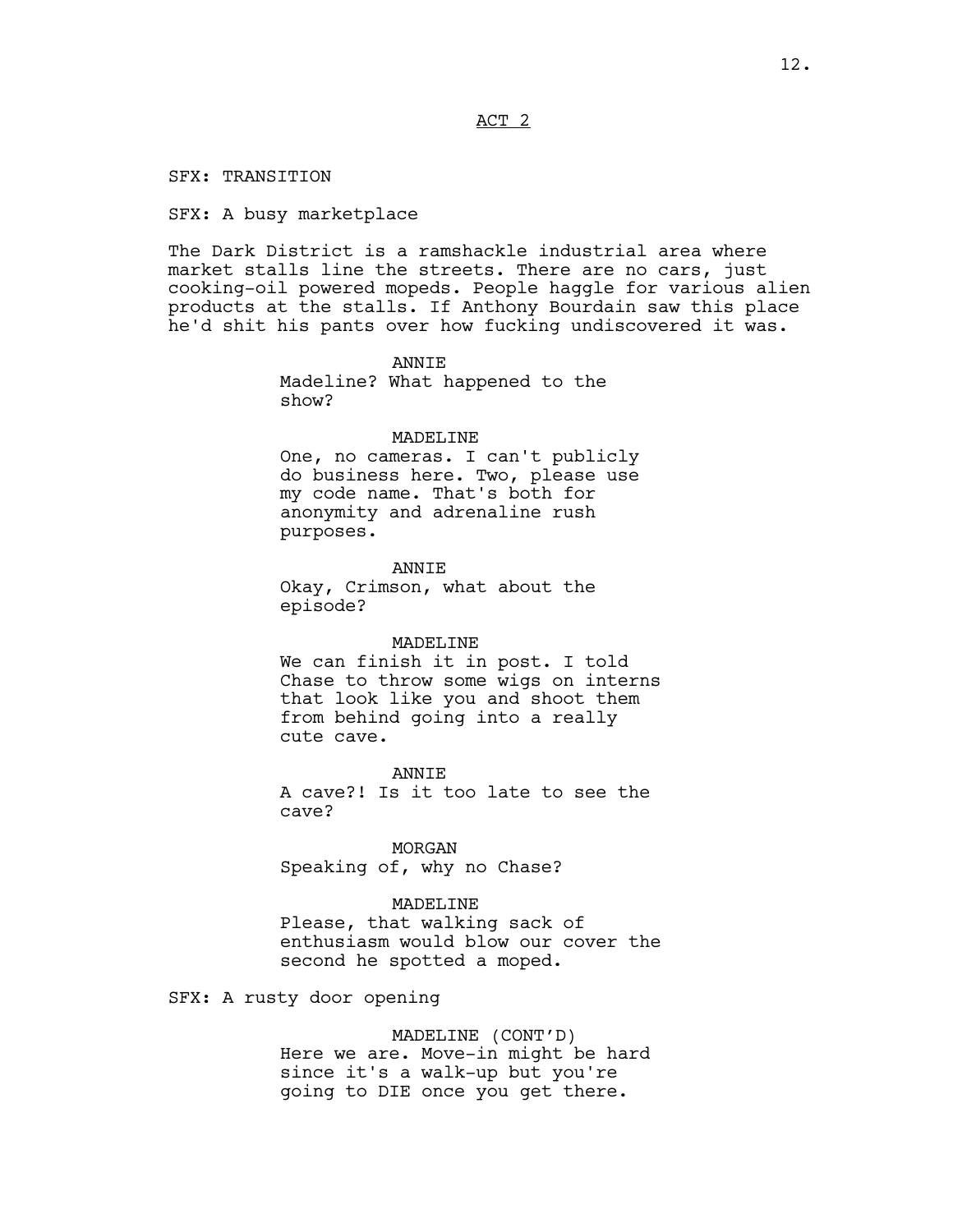## ACT 2

SFX: TRANSITION

SFX: A busy marketplace

The Dark District is a ramshackle industrial area where market stalls line the streets. There are no cars, just cooking-oil powered mopeds. People haggle for various alien products at the stalls. If Anthony Bourdain saw this place he'd shit his pants over how fucking undiscovered it was.

ANNIE
Madeline? What happened to the show?

MADELINE
One, no cameras. I can't publicly do business here. Two, please use my code name. That's both for anonymity and adrenaline rush purposes.

ANNIE
Okay, Crimson, what about the episode?

MADELINE
We can finish it in post. I told Chase to throw some wigs on interns that look like you and shoot them from behind going into a really cute cave.

ANNIE
A cave?! Is it too late to see the cave?

MORGAN
Speaking of, why no Chase?

MADELINE
Please, that walking sack of enthusiasm would blow our cover the second he spotted a moped.

SFX: A rusty door opening

MADELINE (CONT'D)
Here we are. Move-in might be hard since it's a walk-up but you're going to DIE once you get there.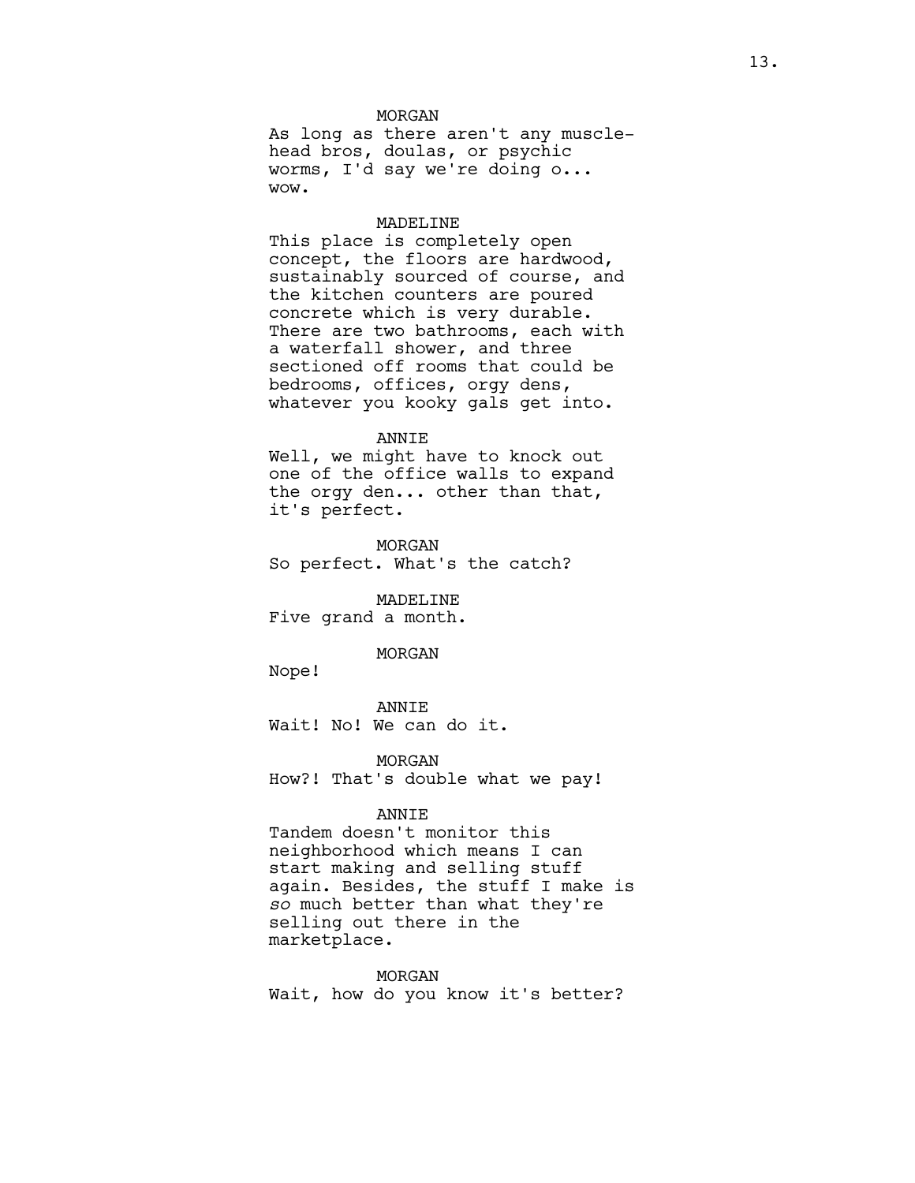MORGAN

As long as there aren't any muscle-head bros, doulas, or psychic worms, I'd say we're doing o... wow.

MADELINE

This place is completely open concept, the floors are hardwood, sustainably sourced of course, and the kitchen counters are poured concrete which is very durable. There are two bathrooms, each with a waterfall shower, and three sectioned off rooms that could be bedrooms, offices, orgy dens, whatever you kooky gals get into.

ANNIE

Well, we might have to knock out one of the office walls to expand the orgy den... other than that, it's perfect.

MORGAN

So perfect. What's the catch?

MADELINE

Five grand a month.

MORGAN

Nope!

ANNIE

Wait! No! We can do it.

MORGAN

How?! That's double what we pay!

ANNIE

Tandem doesn't monitor this neighborhood which means I can start making and selling stuff again. Besides, the stuff I make is *so* much better than what they're selling out there in the marketplace.

MORGAN

Wait, how do you know it's better?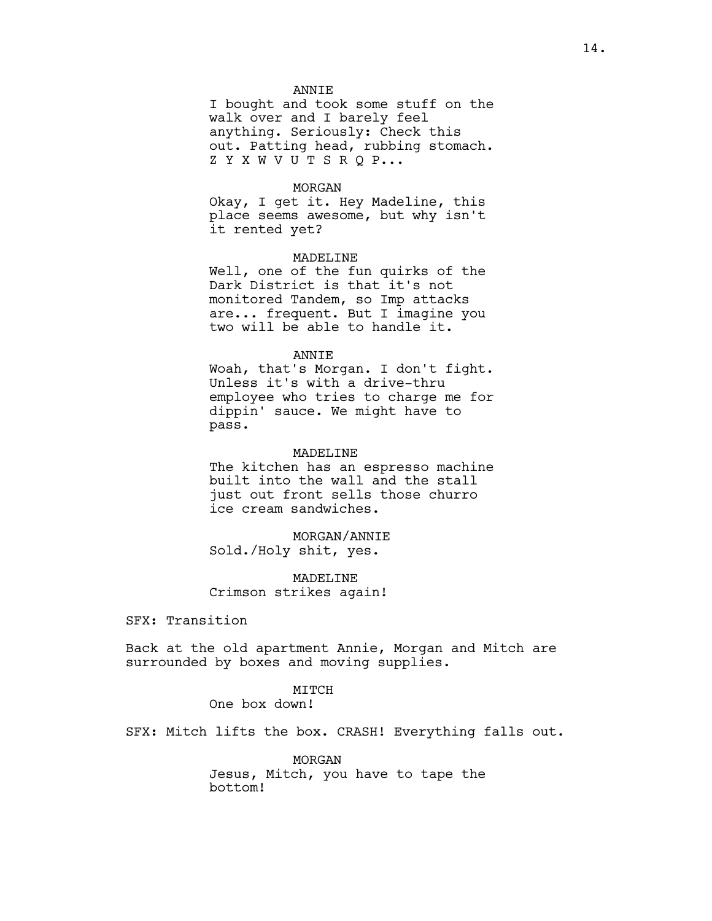ANNIE

I bought and took some stuff on the walk over and I barely feel anything. Seriously: Check this out. Patting head, rubbing stomach. Z Y X W V U T S R Q P...

MORGAN

Okay, I get it. Hey Madeline, this place seems awesome, but why isn't it rented yet?

MADELINE

Well, one of the fun quirks of the Dark District is that it's not monitored Tandem, so Imp attacks are... frequent. But I imagine you two will be able to handle it.

ANNIE

Woah, that's Morgan. I don't fight. Unless it's with a drive-thru employee who tries to charge me for dippin' sauce. We might have to pass.

MADELINE

The kitchen has an espresso machine built into the wall and the stall just out front sells those churro ice cream sandwiches.

MORGAN/ANNIE

Sold./Holy shit, yes.

MADELINE

Crimson strikes again!

SFX: Transition

Back at the old apartment Annie, Morgan and Mitch are surrounded by boxes and moving supplies.

MITCH

One box down!

SFX: Mitch lifts the box. CRASH! Everything falls out.

MORGAN

Jesus, Mitch, you have to tape the bottom!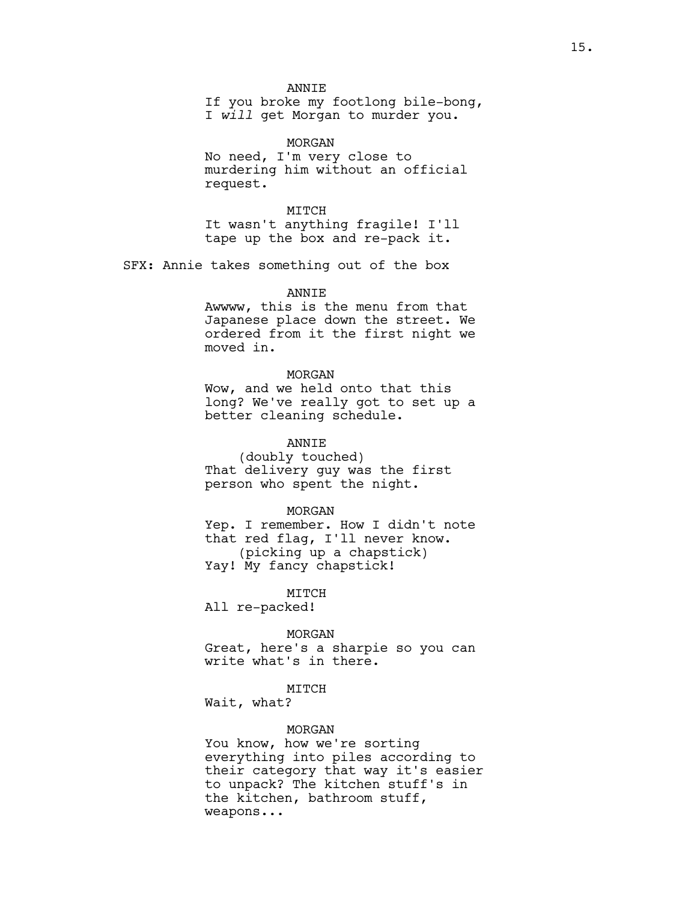ANNIE
If you broke my footlong bile-bong, I *will* get Morgan to murder you.

MORGAN
No need, I'm very close to murdering him without an official request.

MITCH
It wasn't anything fragile! I'll tape up the box and re-pack it.

SFX: Annie takes something out of the box

ANNIE
Awwww, this is the menu from that Japanese place down the street. We ordered from it the first night we moved in.

MORGAN
Wow, and we held onto that this long? We've really got to set up a better cleaning schedule.

ANNIE
(doubly touched)
That delivery guy was the first person who spent the night.

MORGAN
Yep. I remember. How I didn't note that red flag, I'll never know.
(picking up a chapstick)
Yay! My fancy chapstick!

MITCH
All re-packed!

MORGAN
Great, here's a sharpie so you can write what's in there.

MITCH
Wait, what?

MORGAN
You know, how we're sorting everything into piles according to their category that way it's easier to unpack? The kitchen stuff's in the kitchen, bathroom stuff, weapons...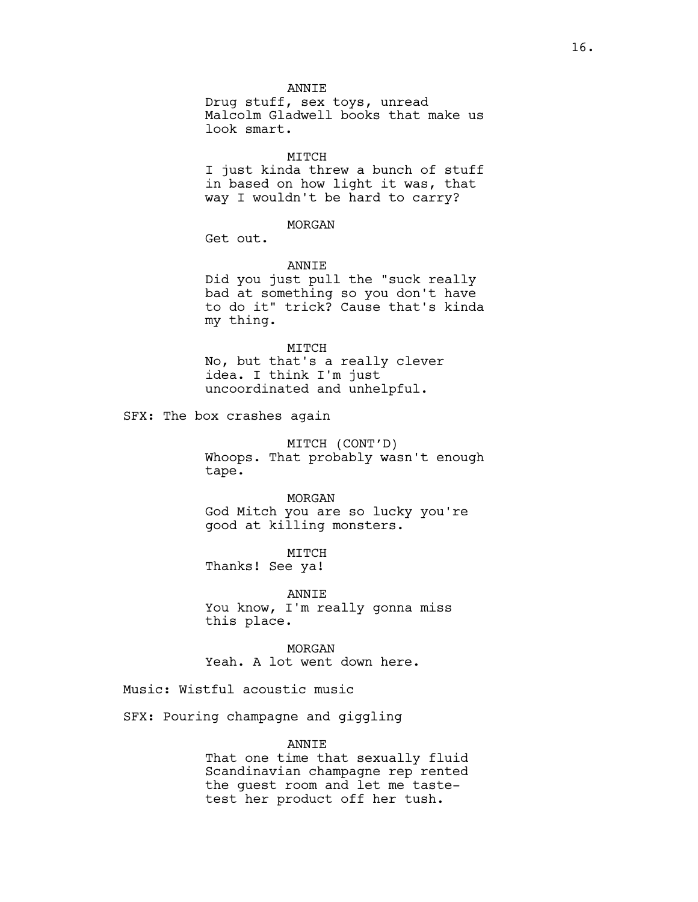ANNIE
Drug stuff, sex toys, unread Malcolm Gladwell books that make us look smart.

MITCH
I just kinda threw a bunch of stuff in based on how light it was, that way I wouldn't be hard to carry?

MORGAN
Get out.

ANNIE
Did you just pull the "suck really bad at something so you don't have to do it" trick? Cause that's kinda my thing.

MITCH
No, but that's a really clever idea. I think I'm just uncoordinated and unhelpful.

SFX: The box crashes again

MITCH (CONT'D)
Whoops. That probably wasn't enough tape.

MORGAN
God Mitch you are so lucky you're good at killing monsters.

MITCH
Thanks! See ya!

ANNIE
You know, I'm really gonna miss this place.

MORGAN
Yeah. A lot went down here.

Music: Wistful acoustic music

SFX: Pouring champagne and giggling

ANNIE
That one time that sexually fluid Scandinavian champagne rep rented the guest room and let me taste-test her product off her tush.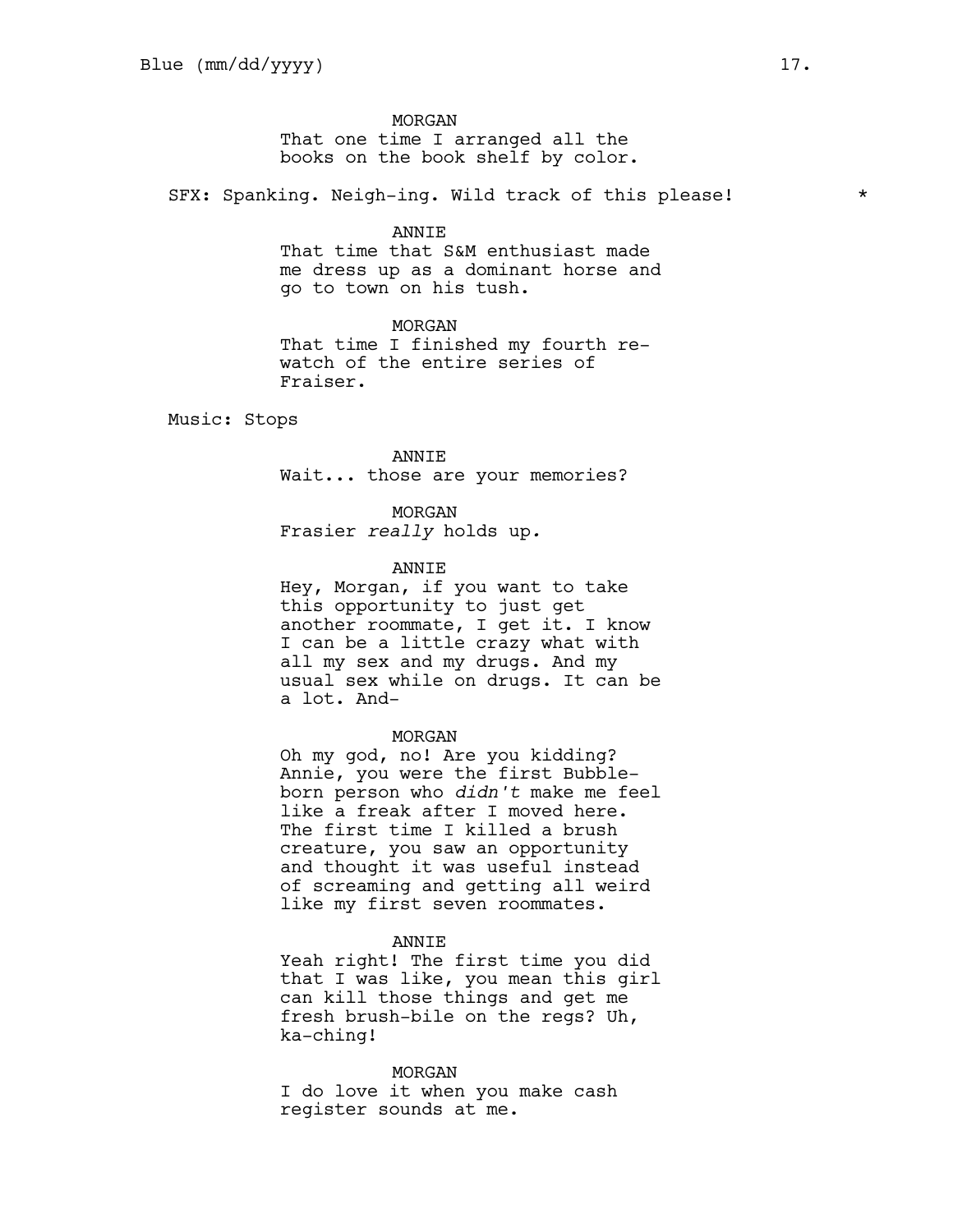MORGAN

That one time I arranged all the books on the book shelf by color.

SFX: Spanking. Neigh-ing. Wild track of this please! *

ANNIE

That time that S&M enthusiast made me dress up as a dominant horse and go to town on his tush.

MORGAN

That time I finished my fourth re-watch of the entire series of Fraiser.

Music: Stops

ANNIE

Wait... those are your memories?

MORGAN

Frasier *really* holds up.

ANNIE

Hey, Morgan, if you want to take this opportunity to just get another roommate, I get it. I know I can be a little crazy what with all my sex and my drugs. And my usual sex while on drugs. It can be a lot. And-

MORGAN

Oh my god, no! Are you kidding? Annie, you were the first Bubble-born person who *didn't* make me feel like a freak after I moved here. The first time I killed a brush creature, you saw an opportunity and thought it was useful instead of screaming and getting all weird like my first seven roommates.

ANNIE

Yeah right! The first time you did that I was like, you mean this girl can kill those things and get me fresh brush-bile on the regs? Uh, ka-ching!

MORGAN

I do love it when you make cash register sounds at me.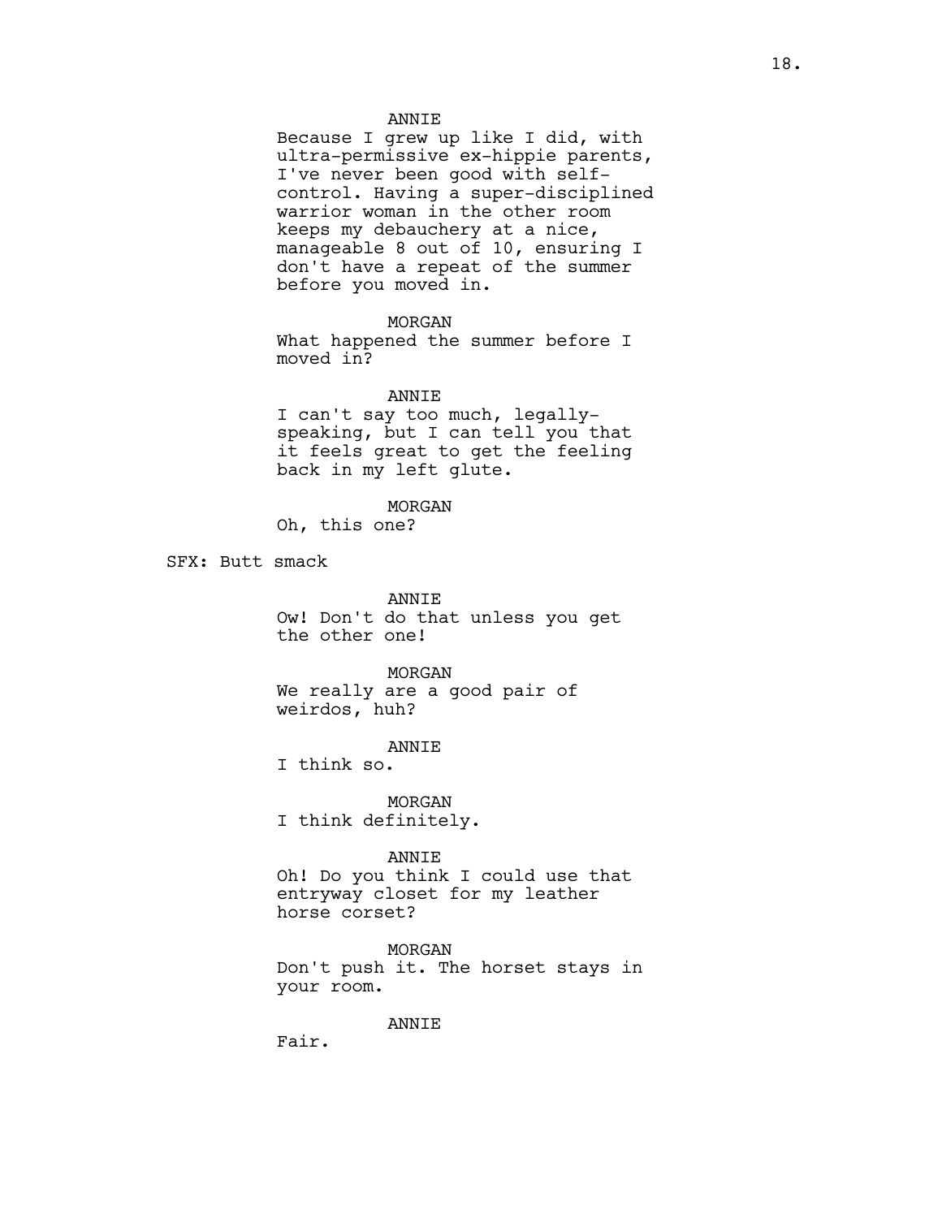ANNIE
Because I grew up like I did, with ultra-permissive ex-hippie parents, I've never been good with self-control. Having a super-disciplined warrior woman in the other room keeps my debauchery at a nice, manageable 8 out of 10, ensuring I don't have a repeat of the summer before you moved in.

MORGAN
What happened the summer before I moved in?

ANNIE
I can't say too much, legally-speaking, but I can tell you that it feels great to get the feeling back in my left glute.

MORGAN
Oh, this one?

SFX: Butt smack

ANNIE
Ow! Don't do that unless you get the other one!

MORGAN
We really are a good pair of weirdos, huh?

ANNIE
I think so.

MORGAN
I think definitely.

ANNIE
Oh! Do you think I could use that entryway closet for my leather horse corset?

MORGAN
Don't push it. The horset stays in your room.

ANNIE
Fair.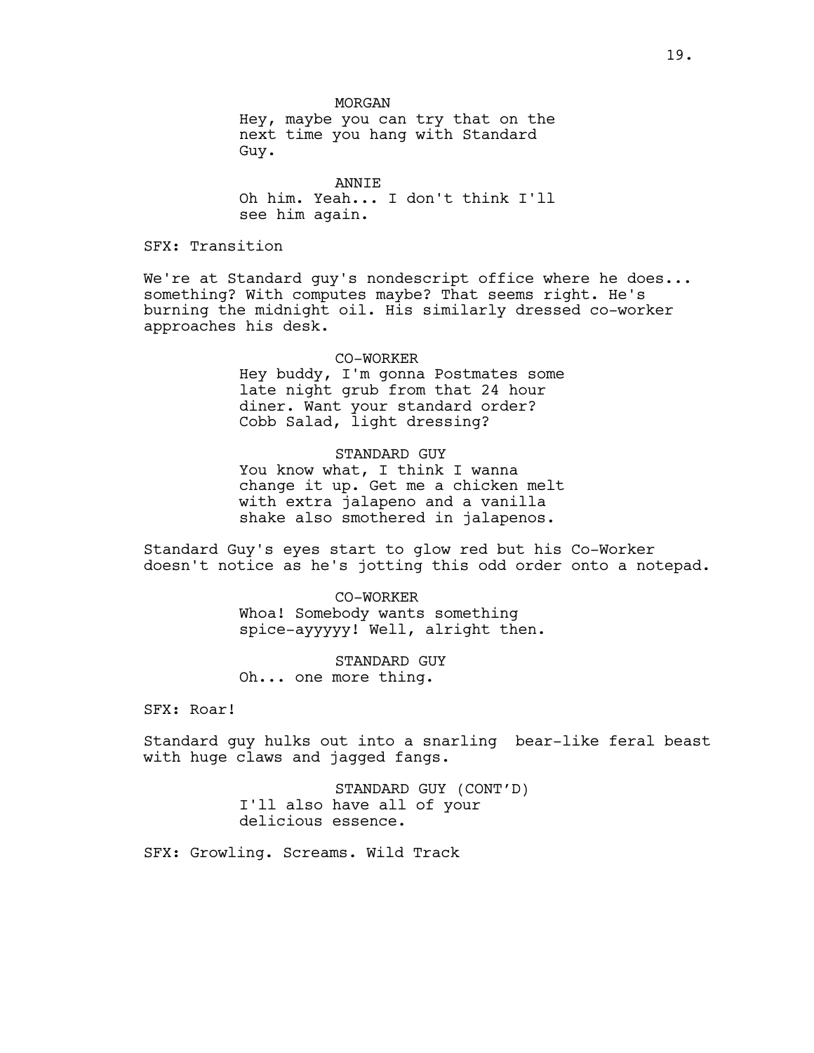MORGAN
Hey, maybe you can try that on the next time you hang with Standard Guy.

ANNIE
Oh him. Yeah... I don't think I'll see him again.

SFX: Transition

We're at Standard guy's nondescript office where he does... something? With computes maybe? That seems right. He's burning the midnight oil. His similarly dressed co-worker approaches his desk.

CO-WORKER
Hey buddy, I'm gonna Postmates some late night grub from that 24 hour diner. Want your standard order? Cobb Salad, light dressing?

STANDARD GUY
You know what, I think I wanna change it up. Get me a chicken melt with extra jalapeno and a vanilla shake also smothered in jalapenos.

Standard Guy's eyes start to glow red but his Co-Worker doesn't notice as he's jotting this odd order onto a notepad.

CO-WORKER
Whoa! Somebody wants something spice-ayyyyy! Well, alright then.

STANDARD GUY
Oh... one more thing.

SFX: Roar!

Standard guy hulks out into a snarling bear-like feral beast with huge claws and jagged fangs.

STANDARD GUY (CONT'D)
I'll also have all of your delicious essence.

SFX: Growling. Screams. Wild Track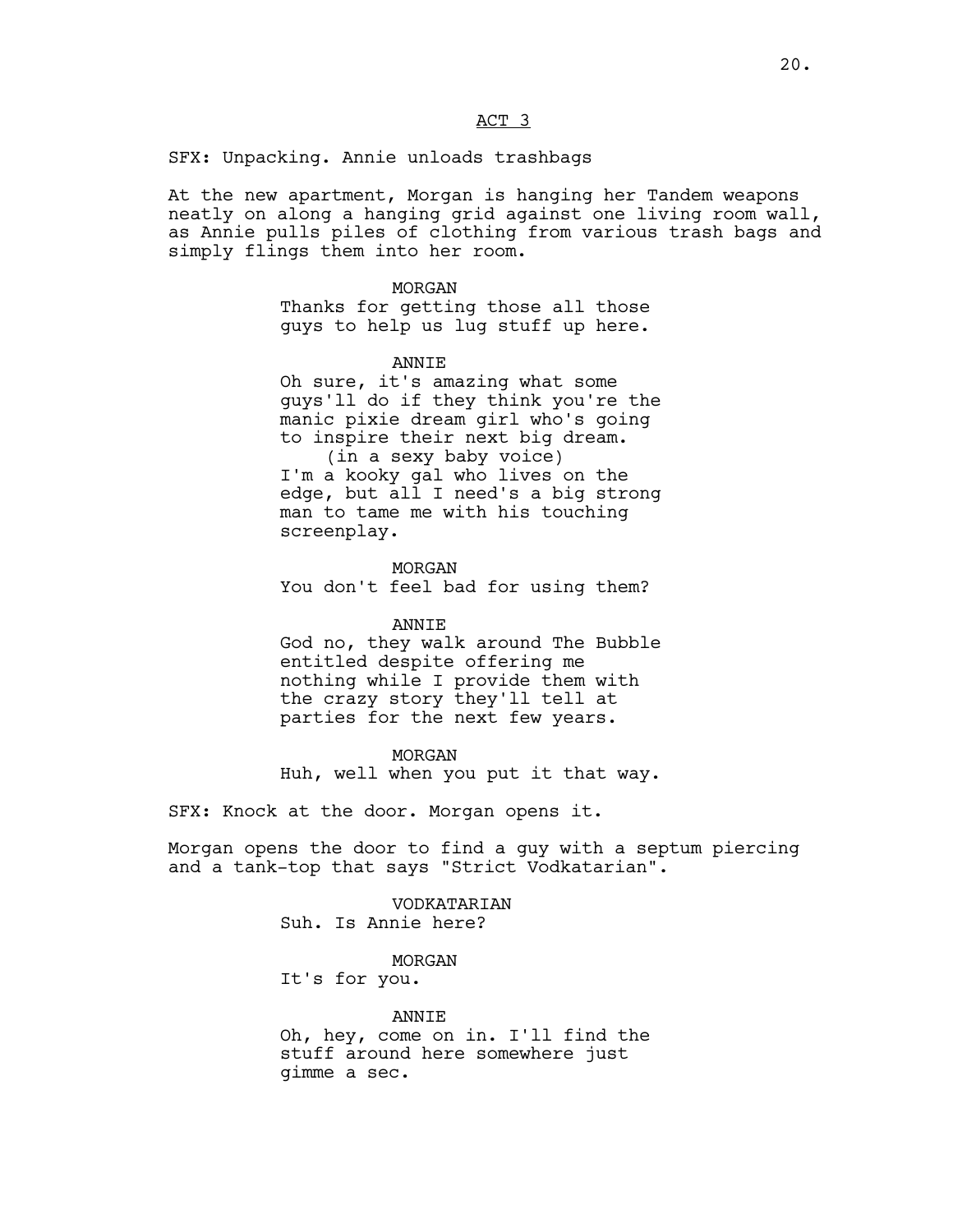ACT 3

SFX: Unpacking. Annie unloads trashbags

At the new apartment, Morgan is hanging her Tandem weapons neatly on along a hanging grid against one living room wall, as Annie pulls piles of clothing from various trash bags and simply flings them into her room.

MORGAN
Thanks for getting those all those guys to help us lug stuff up here.

ANNIE
Oh sure, it's amazing what some guys'll do if they think you're the manic pixie dream girl who's going to inspire their next big dream.
(in a sexy baby voice)
I'm a kooky gal who lives on the edge, but all I need's a big strong man to tame me with his touching screenplay.

MORGAN
You don't feel bad for using them?

ANNIE
God no, they walk around The Bubble entitled despite offering me nothing while I provide them with the crazy story they'll tell at parties for the next few years.

MORGAN
Huh, well when you put it that way.

SFX: Knock at the door. Morgan opens it.

Morgan opens the door to find a guy with a septum piercing and a tank-top that says "Strict Vodkatarian".

VODKATARIAN
Suh. Is Annie here?

MORGAN
It's for you.

ANNIE
Oh, hey, come on in. I'll find the stuff around here somewhere just gimme a sec.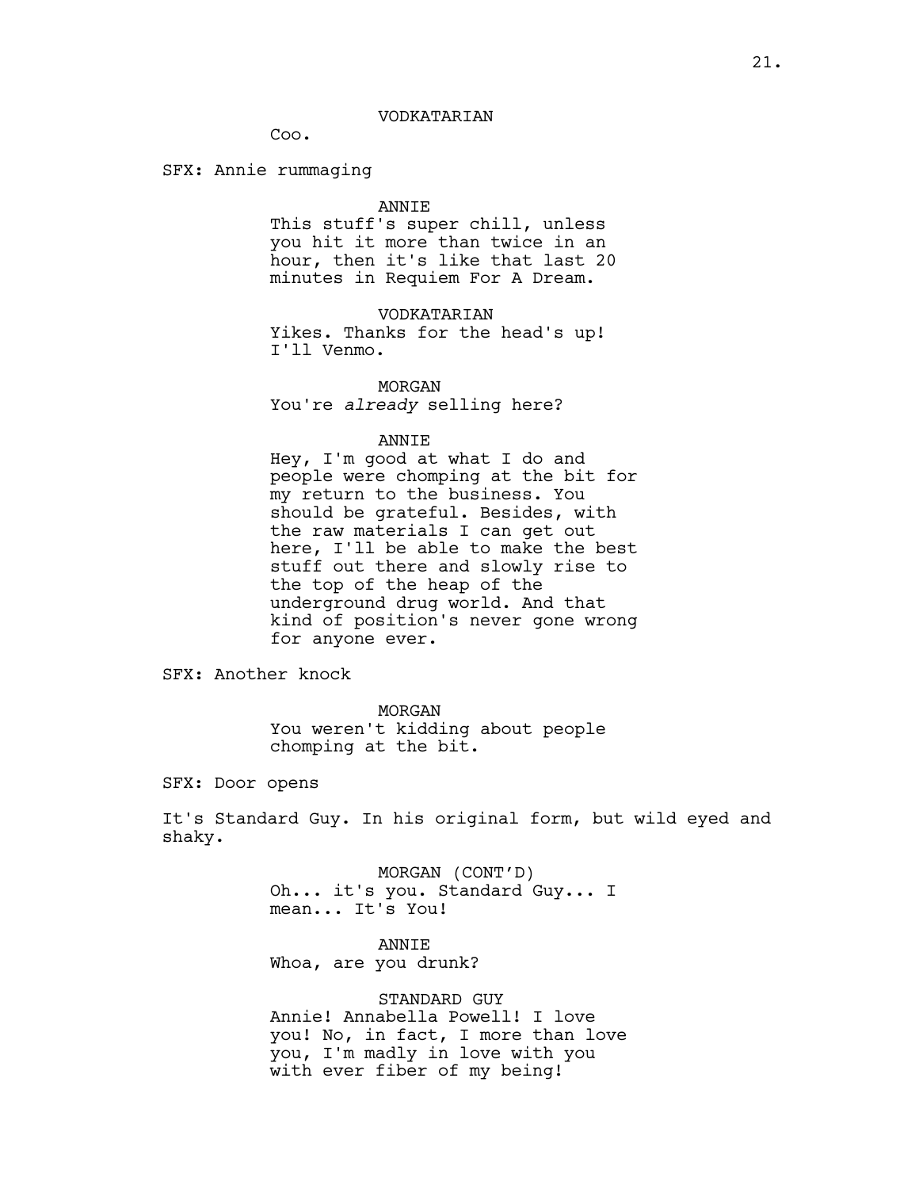VODKATARIAN

Coo.

SFX: Annie rummaging

ANNIE

This stuff's super chill, unless you hit it more than twice in an hour, then it's like that last 20 minutes in Requiem For A Dream.

VODKATARIAN

Yikes. Thanks for the head's up! I'll Venmo.

MORGAN

You're *already* selling here?

ANNIE

Hey, I'm good at what I do and people were chomping at the bit for my return to the business. You should be grateful. Besides, with the raw materials I can get out here, I'll be able to make the best stuff out there and slowly rise to the top of the heap of the underground drug world. And that kind of position's never gone wrong for anyone ever.

SFX: Another knock

MORGAN

You weren't kidding about people chomping at the bit.

SFX: Door opens

It's Standard Guy. In his original form, but wild eyed and shaky.

MORGAN (CONT'D)

Oh... it's you. Standard Guy... I mean... It's You!

ANNIE

Whoa, are you drunk?

STANDARD GUY

Annie! Annabella Powell! I love you! No, in fact, I more than love you, I'm madly in love with you with ever fiber of my being!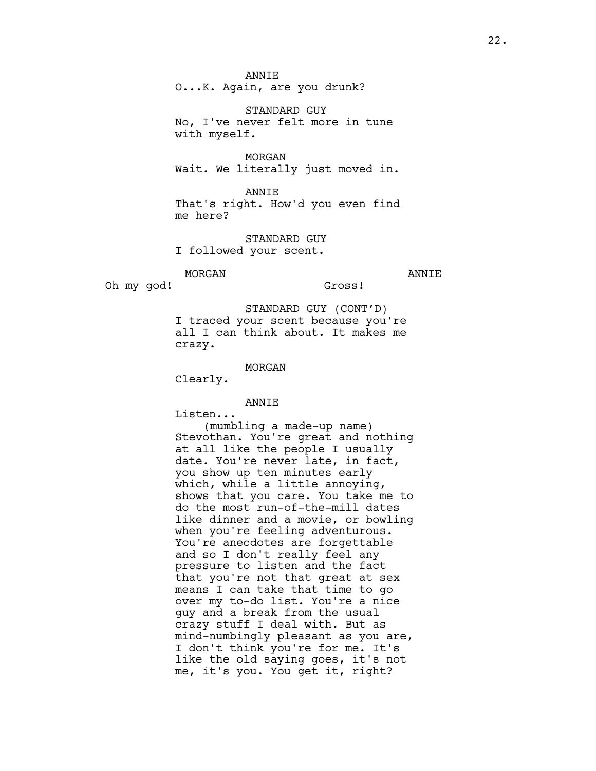ANNIE
O...K. Again, are you drunk?

STANDARD GUY
No, I've never felt more in tune with myself.

MORGAN
Wait. We literally just moved in.

ANNIE
That's right. How'd you even find me here?

STANDARD GUY
I followed your scent.

MORGAN
Oh my god!

ANNIE
Gross!

STANDARD GUY (CONT'D)
I traced your scent because you're all I can think about. It makes me crazy.

MORGAN
Clearly.

ANNIE
Listen...
(mumbling a made-up name)
Stevothan. You're great and nothing at all like the people I usually date. You're never late, in fact, you show up ten minutes early which, while a little annoying, shows that you care. You take me to do the most run-of-the-mill dates like dinner and a movie, or bowling when you're feeling adventurous. You're anecdotes are forgettable and so I don't really feel any pressure to listen and the fact that you're not that great at sex means I can take that time to go over my to-do list. You're a nice guy and a break from the usual crazy stuff I deal with. But as mind-numbingly pleasant as you are, I don't think you're for me. It's like the old saying goes, it's not me, it's you. You get it, right?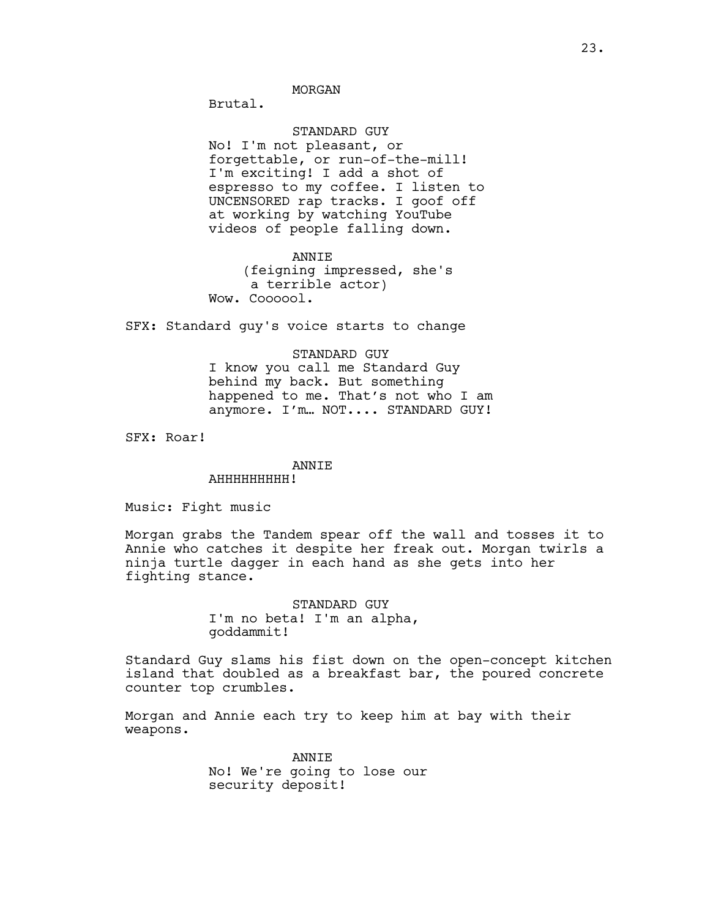MORGAN

Brutal.

STANDARD GUY

No! I'm not pleasant, or forgettable, or run-of-the-mill! I'm exciting! I add a shot of espresso to my coffee. I listen to UNCENSORED rap tracks. I goof off at working by watching YouTube videos of people falling down.

ANNIE

(feigning impressed, she's a terrible actor)

Wow. Coooool.

SFX: Standard guy's voice starts to change

STANDARD GUY

I know you call me Standard Guy behind my back. But something happened to me. That’s not who I am anymore. I’m… NOT.... STANDARD GUY!

SFX: Roar!

ANNIE

AHHHHHHHHH!

Music: Fight music

Morgan grabs the Tandem spear off the wall and tosses it to Annie who catches it despite her freak out. Morgan twirls a ninja turtle dagger in each hand as she gets into her fighting stance.

STANDARD GUY

I'm no beta! I'm an alpha, goddammit!

Standard Guy slams his fist down on the open-concept kitchen island that doubled as a breakfast bar, the poured concrete counter top crumbles.

Morgan and Annie each try to keep him at bay with their weapons.

ANNIE

No! We're going to lose our security deposit!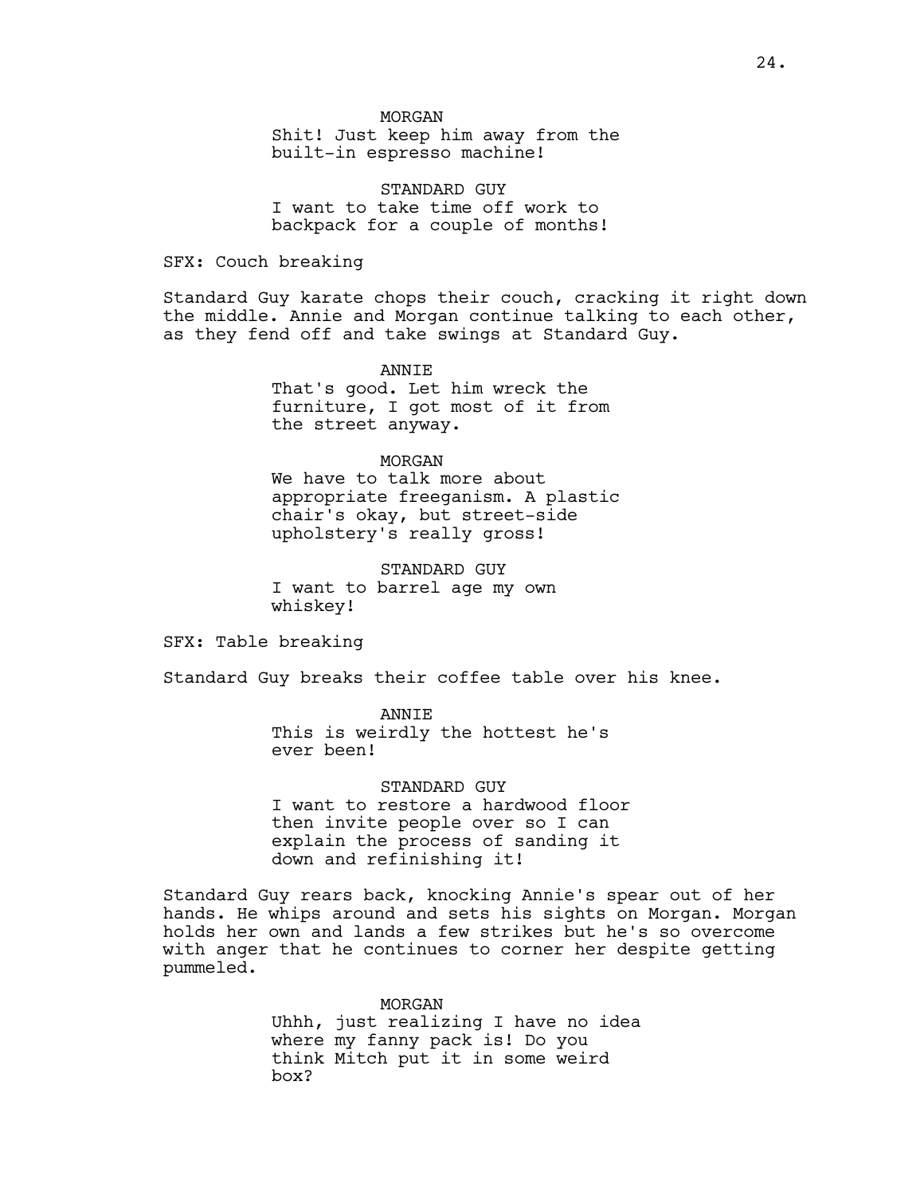MORGAN
Shit! Just keep him away from the built-in espresso machine!

STANDARD GUY
I want to take time off work to backpack for a couple of months!

SFX: Couch breaking

Standard Guy karate chops their couch, cracking it right down the middle. Annie and Morgan continue talking to each other, as they fend off and take swings at Standard Guy.

ANNIE
That's good. Let him wreck the furniture, I got most of it from the street anyway.

MORGAN
We have to talk more about appropriate freeganism. A plastic chair's okay, but street-side upholstery's really gross!

STANDARD GUY
I want to barrel age my own whiskey!

SFX: Table breaking

Standard Guy breaks their coffee table over his knee.

ANNIE
This is weirdly the hottest he's ever been!

STANDARD GUY
I want to restore a hardwood floor then invite people over so I can explain the process of sanding it down and refinishing it!

Standard Guy rears back, knocking Annie's spear out of her hands. He whips around and sets his sights on Morgan. Morgan holds her own and lands a few strikes but he's so overcome with anger that he continues to corner her despite getting pummeled.

MORGAN
Uhhh, just realizing I have no idea where my fanny pack is! Do you think Mitch put it in some weird box?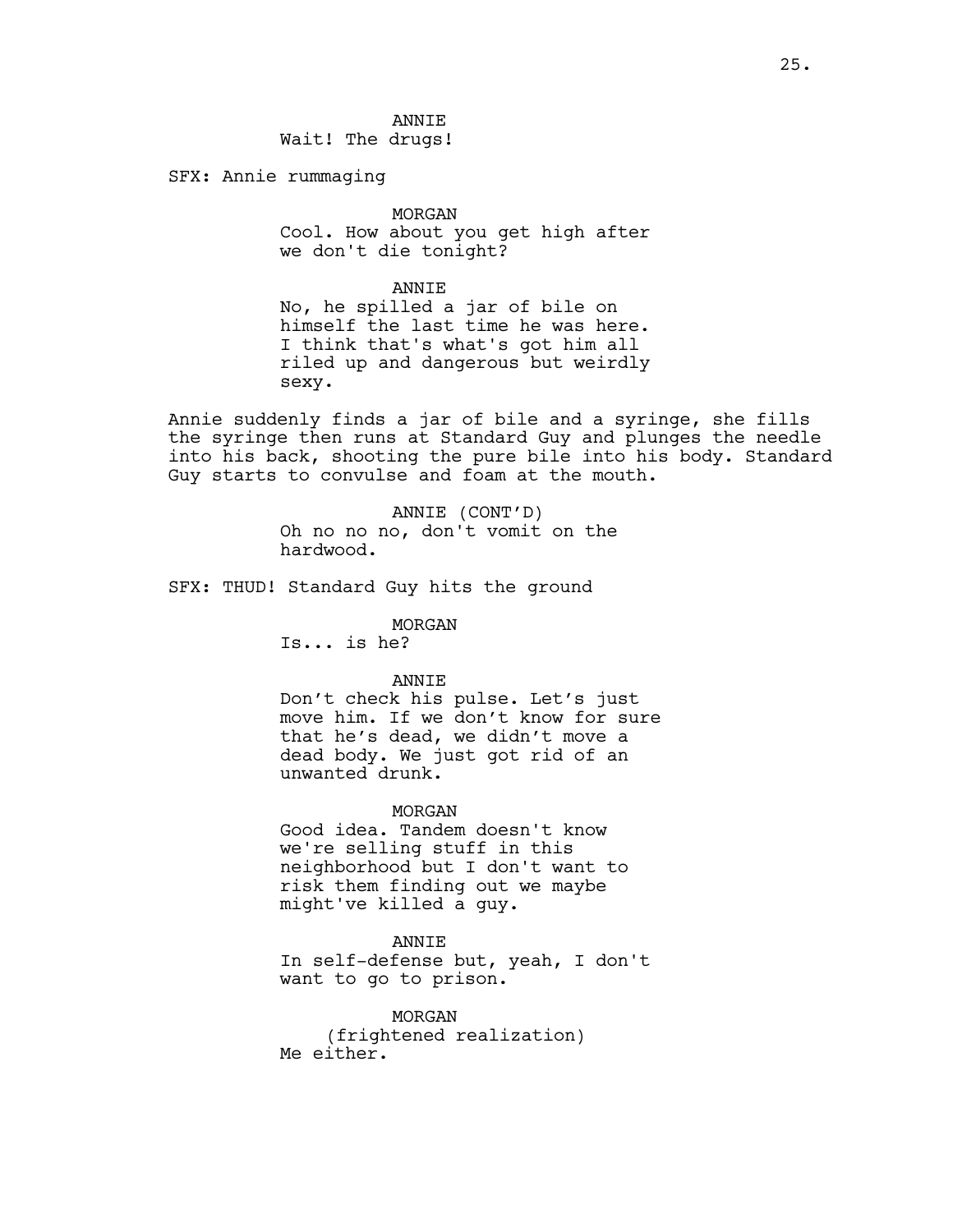ANNIE
Wait! The drugs!

SFX: Annie rummaging

MORGAN
Cool. How about you get high after we don't die tonight?

ANNIE
No, he spilled a jar of bile on himself the last time he was here. I think that's what's got him all riled up and dangerous but weirdly sexy.

Annie suddenly finds a jar of bile and a syringe, she fills the syringe then runs at Standard Guy and plunges the needle into his back, shooting the pure bile into his body. Standard Guy starts to convulse and foam at the mouth.

ANNIE (CONT'D)
Oh no no no, don't vomit on the hardwood.

SFX: THUD! Standard Guy hits the ground

MORGAN
Is... is he?

ANNIE
Don't check his pulse. Let's just move him. If we don't know for sure that he's dead, we didn't move a dead body. We just got rid of an unwanted drunk.

MORGAN
Good idea. Tandem doesn't know we're selling stuff in this neighborhood but I don't want to risk them finding out we maybe might've killed a guy.

ANNIE
In self-defense but, yeah, I don't want to go to prison.

MORGAN
(frightened realization)
Me either.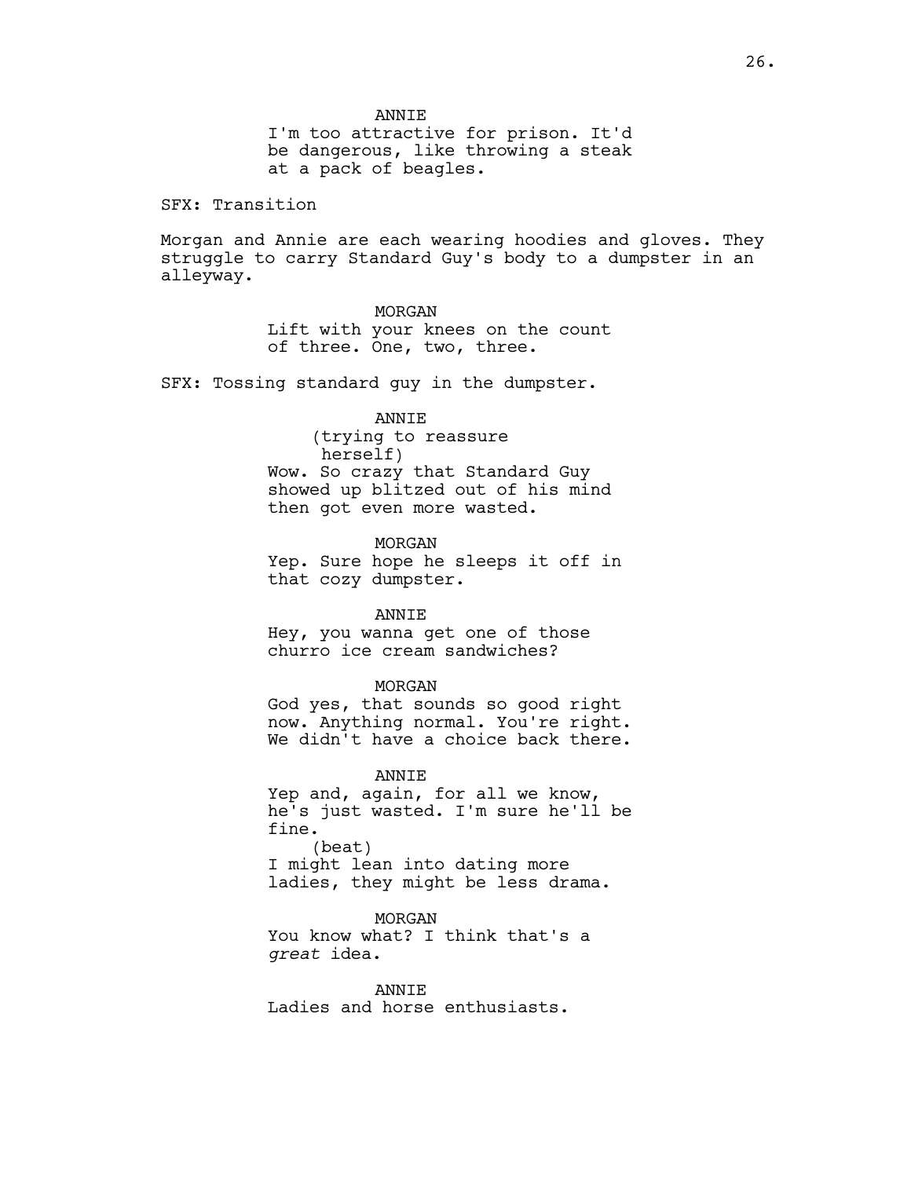ANNIE
I'm too attractive for prison. It'd be dangerous, like throwing a steak at a pack of beagles.

SFX: Transition

Morgan and Annie are each wearing hoodies and gloves. They struggle to carry Standard Guy's body to a dumpster in an alleyway.

MORGAN
Lift with your knees on the count of three. One, two, three.

SFX: Tossing standard guy in the dumpster.

ANNIE
(trying to reassure herself)
Wow. So crazy that Standard Guy showed up blitzed out of his mind then got even more wasted.

MORGAN
Yep. Sure hope he sleeps it off in that cozy dumpster.

ANNIE
Hey, you wanna get one of those churro ice cream sandwiches?

MORGAN
God yes, that sounds so good right now. Anything normal. You're right. We didn't have a choice back there.

ANNIE
Yep and, again, for all we know, he's just wasted. I'm sure he'll be fine.
(beat)
I might lean into dating more ladies, they might be less drama.

MORGAN
You know what? I think that's a *great* idea.

ANNIE
Ladies and horse enthusiasts.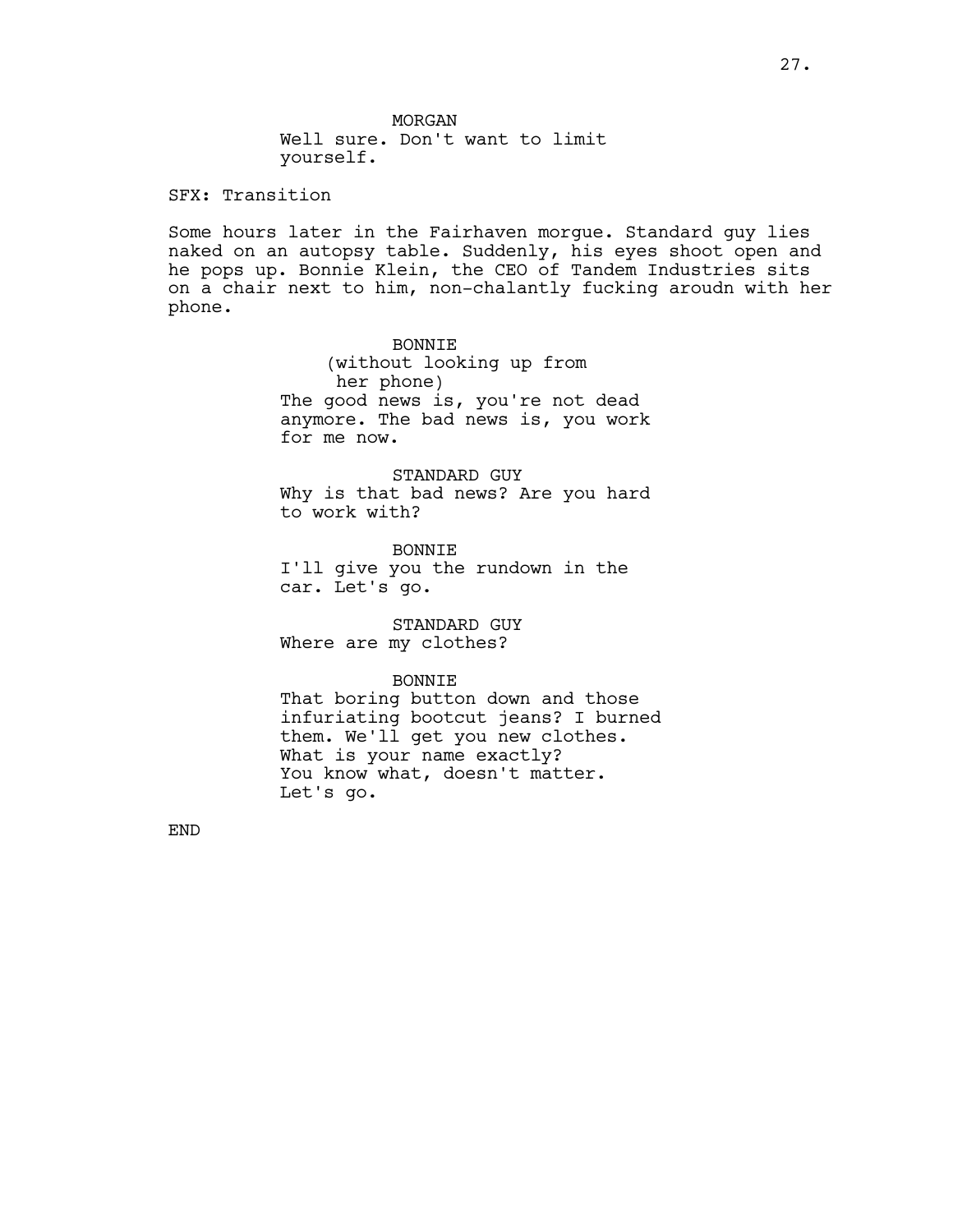MORGAN
Well sure. Don't want to limit yourself.

SFX: Transition

Some hours later in the Fairhaven morgue. Standard guy lies naked on an autopsy table. Suddenly, his eyes shoot open and he pops up. Bonnie Klein, the CEO of Tandem Industries sits on a chair next to him, non-chalantly fucking aroudn with her phone.

BONNIE
(without looking up from her phone)
The good news is, you're not dead anymore. The bad news is, you work for me now.

STANDARD GUY
Why is that bad news? Are you hard to work with?

BONNIE
I'll give you the rundown in the car. Let's go.

STANDARD GUY
Where are my clothes?

BONNIE
That boring button down and those infuriating bootcut jeans? I burned them. We'll get you new clothes. What is your name exactly? You know what, doesn't matter. Let's go.

END